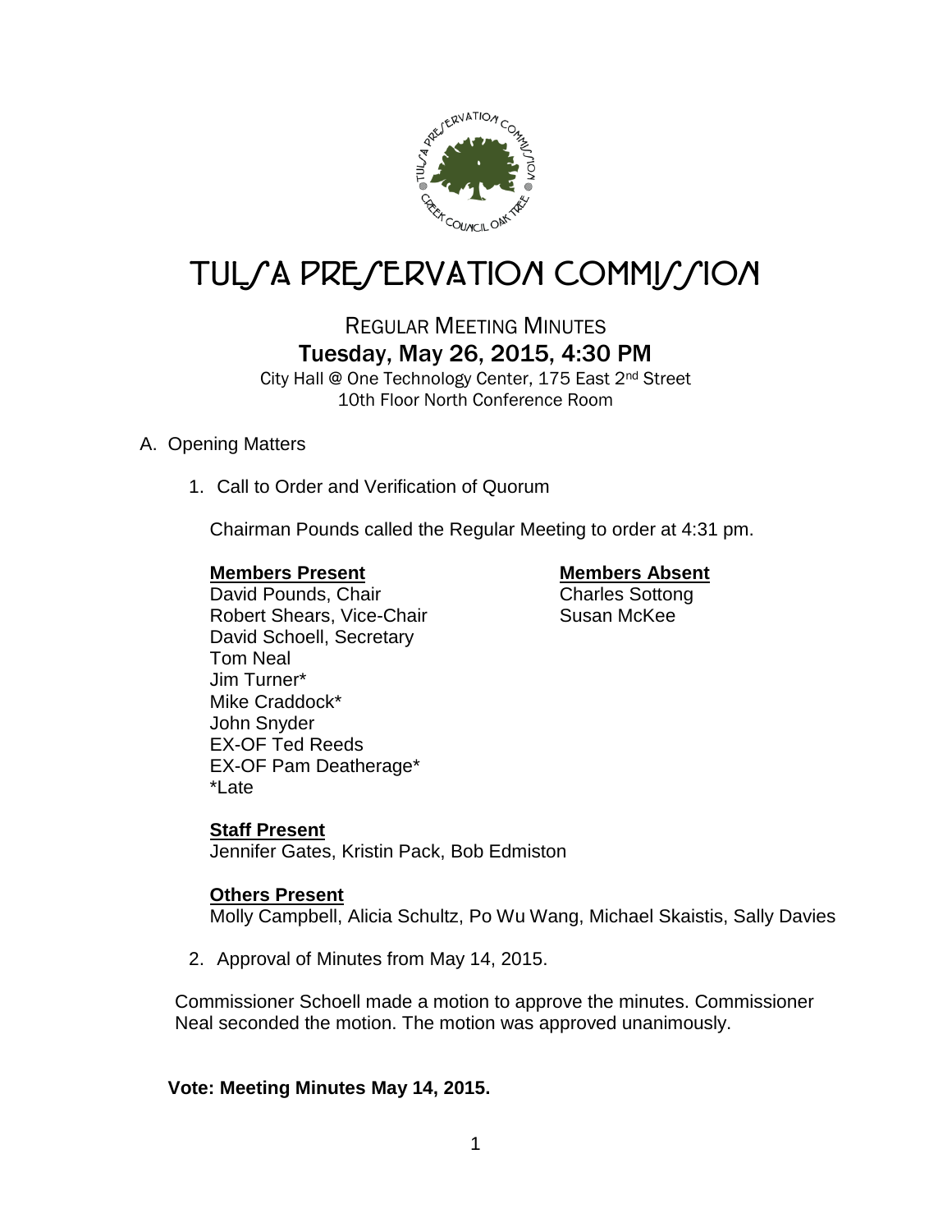# TULSA PRESERVATION COMMISSION

## REGULAR MEETING MINUTES

### Tuesday, May 26, 2015, 4:30 PM

City Hall @ One Technology Center, 175 East 2nd Street
10th Floor North Conference Room

A. Opening Matters

1. Call to Order and Verification of Quorum

   Chairman Pounds called the Regular Meeting to order at 4:31 pm.

   **Members Present**
   David Pounds, Chair
   Robert Shears, Vice-Chair
   David Schoell, Secretary
   Tom Neal
   Jim Turner*
   Mike Craddock*
   John Snyder
   EX-OF Ted Reeds
   EX-OF Pam Deatherage*
   *Late

   **Members Absent**
   Charles Sottong
   Susan McKee

   **Staff Present**
   Jennifer Gates, Kristin Pack, Bob Edmiston

   **Others Present**
   Molly Campbell, Alicia Schultz, Po Wu Wang, Michael Skaistis, Sally Davies

2. Approval of Minutes from May 14, 2015.

Commissioner Schoell made a motion to approve the minutes. Commissioner Neal seconded the motion. The motion was approved unanimously.

**Vote: Meeting Minutes May 14, 2015.**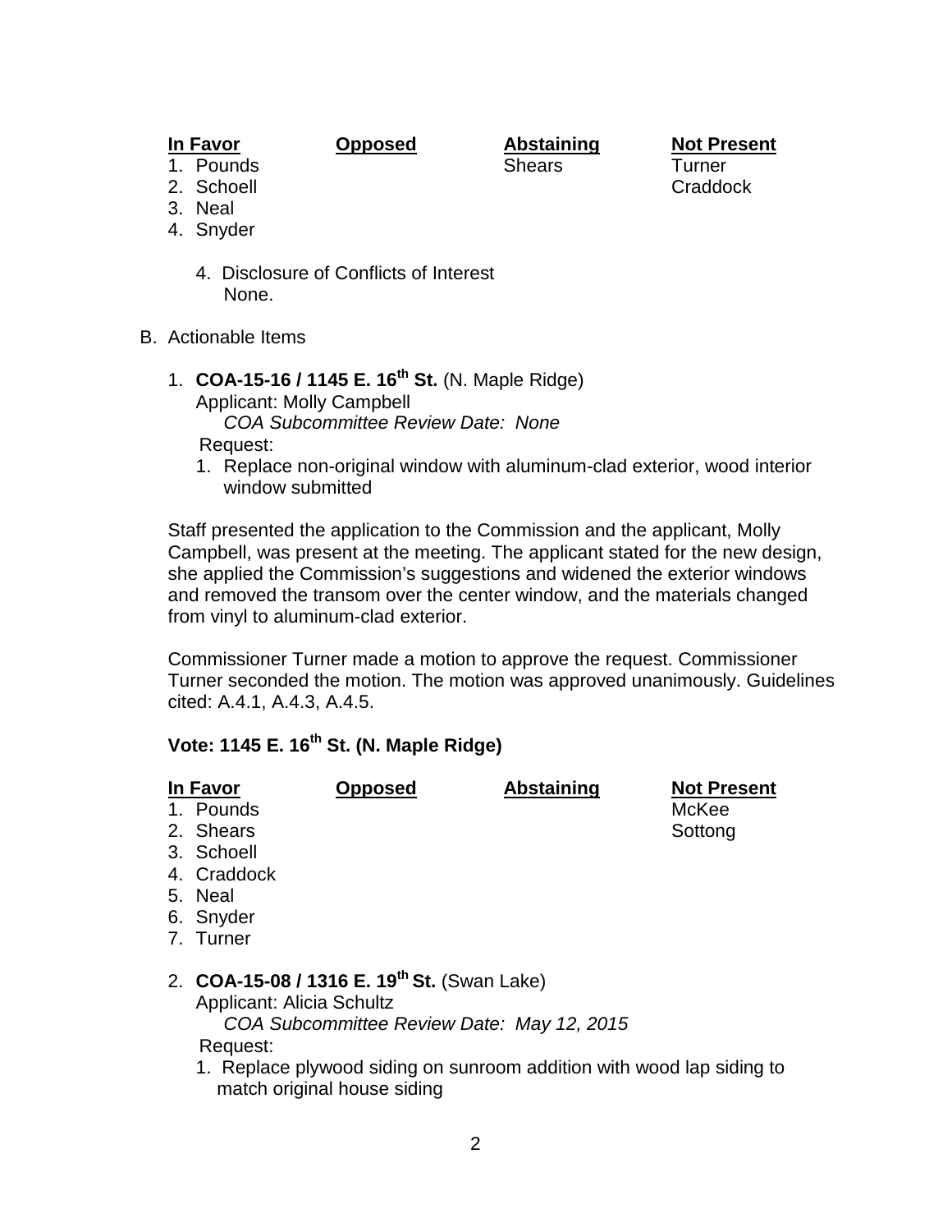| In Favor | Opposed | Abstaining | Not Present |
|---|---|---|---|
| 1. Pounds | | Shears | Turner |
| 2. Schoell | | | Craddock |
| 3. Neal | | | |
| 4. Snyder | | | |

4. Disclosure of Conflicts of Interest
   None.

B. Actionable Items

1. **COA-15-16 / 1145 E. 16th St.** (N. Maple Ridge)
   Applicant: Molly Campbell
   *COA Subcommittee Review Date: None*
   Request:
   1. Replace non-original window with aluminum-clad exterior, wood interior window submitted

Staff presented the application to the Commission and the applicant, Molly Campbell, was present at the meeting. The applicant stated for the new design, she applied the Commission's suggestions and widened the exterior windows and removed the transom over the center window, and the materials changed from vinyl to aluminum-clad exterior.

Commissioner Turner made a motion to approve the request. Commissioner Turner seconded the motion. The motion was approved unanimously. Guidelines cited: A.4.1, A.4.3, A.4.5.

**Vote: 1145 E. 16th St. (N. Maple Ridge)**

| In Favor | Opposed | Abstaining | Not Present |
|---|---|---|---|
| 1. Pounds | | | McKee |
| 2. Shears | | | Sottong |
| 3. Schoell | | | |
| 4. Craddock | | | |
| 5. Neal | | | |
| 6. Snyder | | | |
| 7. Turner | | | |

2. **COA-15-08 / 1316 E. 19th St.** (Swan Lake)
   Applicant: Alicia Schultz
   *COA Subcommittee Review Date: May 12, 2015*
   Request:
   1. Replace plywood siding on sunroom addition with wood lap siding to match original house siding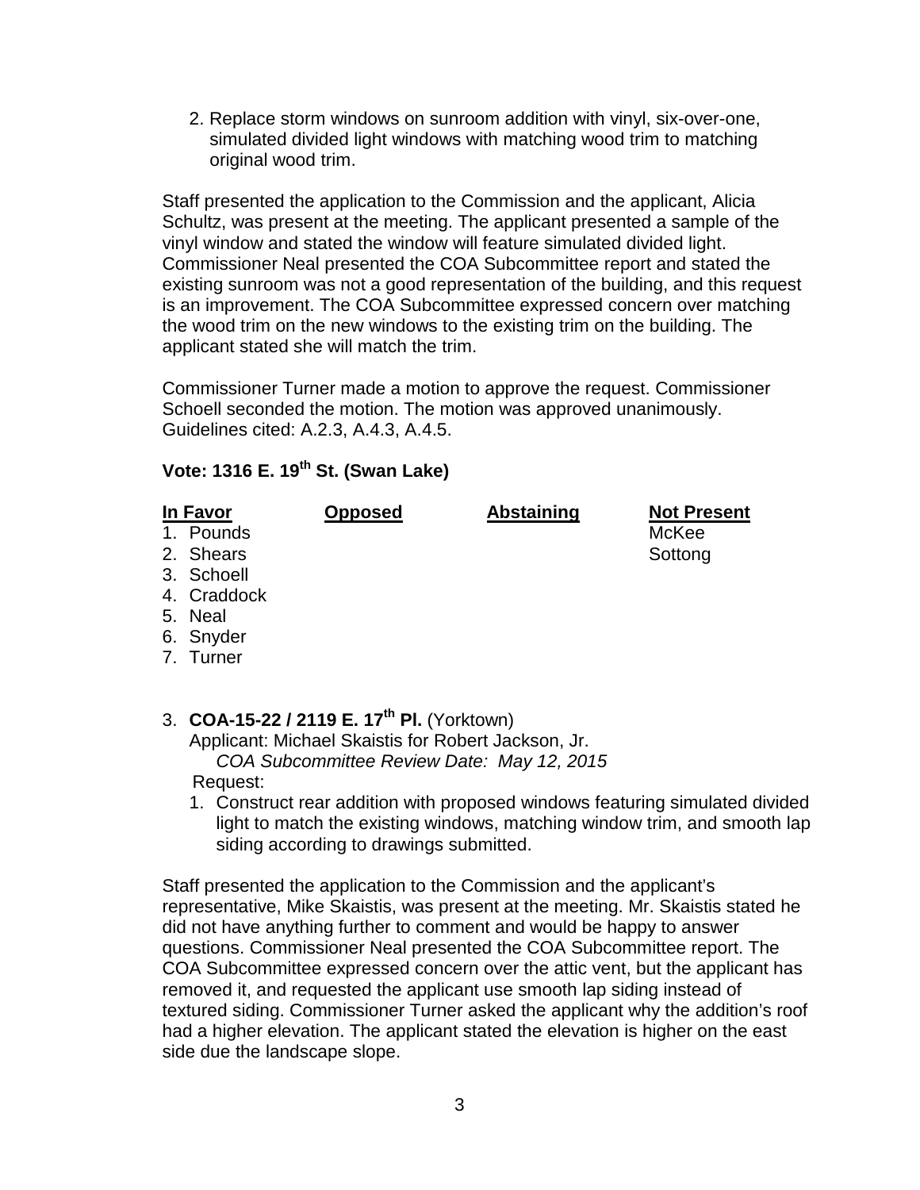2. Replace storm windows on sunroom addition with vinyl, six-over-one, simulated divided light windows with matching wood trim to matching original wood trim.

Staff presented the application to the Commission and the applicant, Alicia Schultz, was present at the meeting. The applicant presented a sample of the vinyl window and stated the window will feature simulated divided light. Commissioner Neal presented the COA Subcommittee report and stated the existing sunroom was not a good representation of the building, and this request is an improvement. The COA Subcommittee expressed concern over matching the wood trim on the new windows to the existing trim on the building. The applicant stated she will match the trim.

Commissioner Turner made a motion to approve the request. Commissioner Schoell seconded the motion. The motion was approved unanimously. Guidelines cited: A.2.3, A.4.3, A.4.5.

**Vote: 1316 E. 19th St. (Swan Lake)**

| **In Favor** | **Opposed** | **Abstaining** | **Not Present** |
|---|---|---|---|
| 1. Pounds | | | McKee |
| 2. Shears | | | Sottong |
| 3. Schoell | | | |
| 4. Craddock | | | |
| 5. Neal | | | |
| 6. Snyder | | | |
| 7. Turner | | | |

3. **COA-15-22 / 2119 E. 17th Pl.** (Yorktown)
   Applicant: Michael Skaistis for Robert Jackson, Jr.
   *COA Subcommittee Review Date: May 12, 2015*
   Request:
   1. Construct rear addition with proposed windows featuring simulated divided light to match the existing windows, matching window trim, and smooth lap siding according to drawings submitted.

Staff presented the application to the Commission and the applicant's representative, Mike Skaistis, was present at the meeting. Mr. Skaistis stated he did not have anything further to comment and would be happy to answer questions. Commissioner Neal presented the COA Subcommittee report. The COA Subcommittee expressed concern over the attic vent, but the applicant has removed it, and requested the applicant use smooth lap siding instead of textured siding. Commissioner Turner asked the applicant why the addition's roof had a higher elevation. The applicant stated the elevation is higher on the east side due the landscape slope.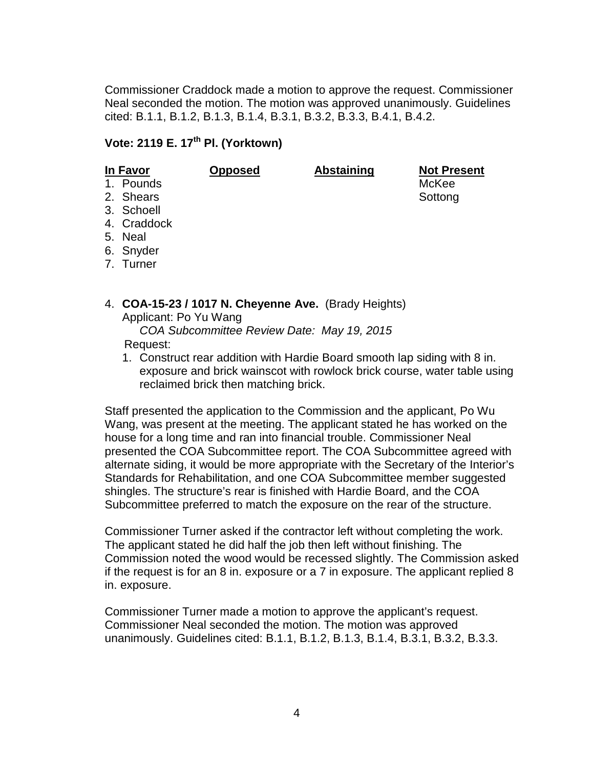Commissioner Craddock made a motion to approve the request. Commissioner Neal seconded the motion. The motion was approved unanimously. Guidelines cited: B.1.1, B.1.2, B.1.3, B.1.4, B.3.1, B.3.2, B.3.3, B.4.1, B.4.2.

**Vote: 2119 E. 17th Pl. (Yorktown)**

| In Favor | Opposed | Abstaining | Not Present |
|---|---|---|---|
| 1. Pounds | | | McKee |
| 2. Shears | | | Sottong |
| 3. Schoell | | | |
| 4. Craddock | | | |
| 5. Neal | | | |
| 6. Snyder | | | |
| 7. Turner | | | |

4. **COA-15-23 / 1017 N. Cheyenne Ave.** (Brady Heights)
   Applicant: Po Yu Wang
   *COA Subcommittee Review Date: May 19, 2015*
   Request:
   1. Construct rear addition with Hardie Board smooth lap siding with 8 in. exposure and brick wainscot with rowlock brick course, water table using reclaimed brick then matching brick.

Staff presented the application to the Commission and the applicant, Po Wu Wang, was present at the meeting. The applicant stated he has worked on the house for a long time and ran into financial trouble. Commissioner Neal presented the COA Subcommittee report. The COA Subcommittee agreed with alternate siding, it would be more appropriate with the Secretary of the Interior's Standards for Rehabilitation, and one COA Subcommittee member suggested shingles. The structure's rear is finished with Hardie Board, and the COA Subcommittee preferred to match the exposure on the rear of the structure.

Commissioner Turner asked if the contractor left without completing the work. The applicant stated he did half the job then left without finishing. The Commission noted the wood would be recessed slightly. The Commission asked if the request is for an 8 in. exposure or a 7 in exposure. The applicant replied 8 in. exposure.

Commissioner Turner made a motion to approve the applicant's request. Commissioner Neal seconded the motion. The motion was approved unanimously. Guidelines cited: B.1.1, B.1.2, B.1.3, B.1.4, B.3.1, B.3.2, B.3.3.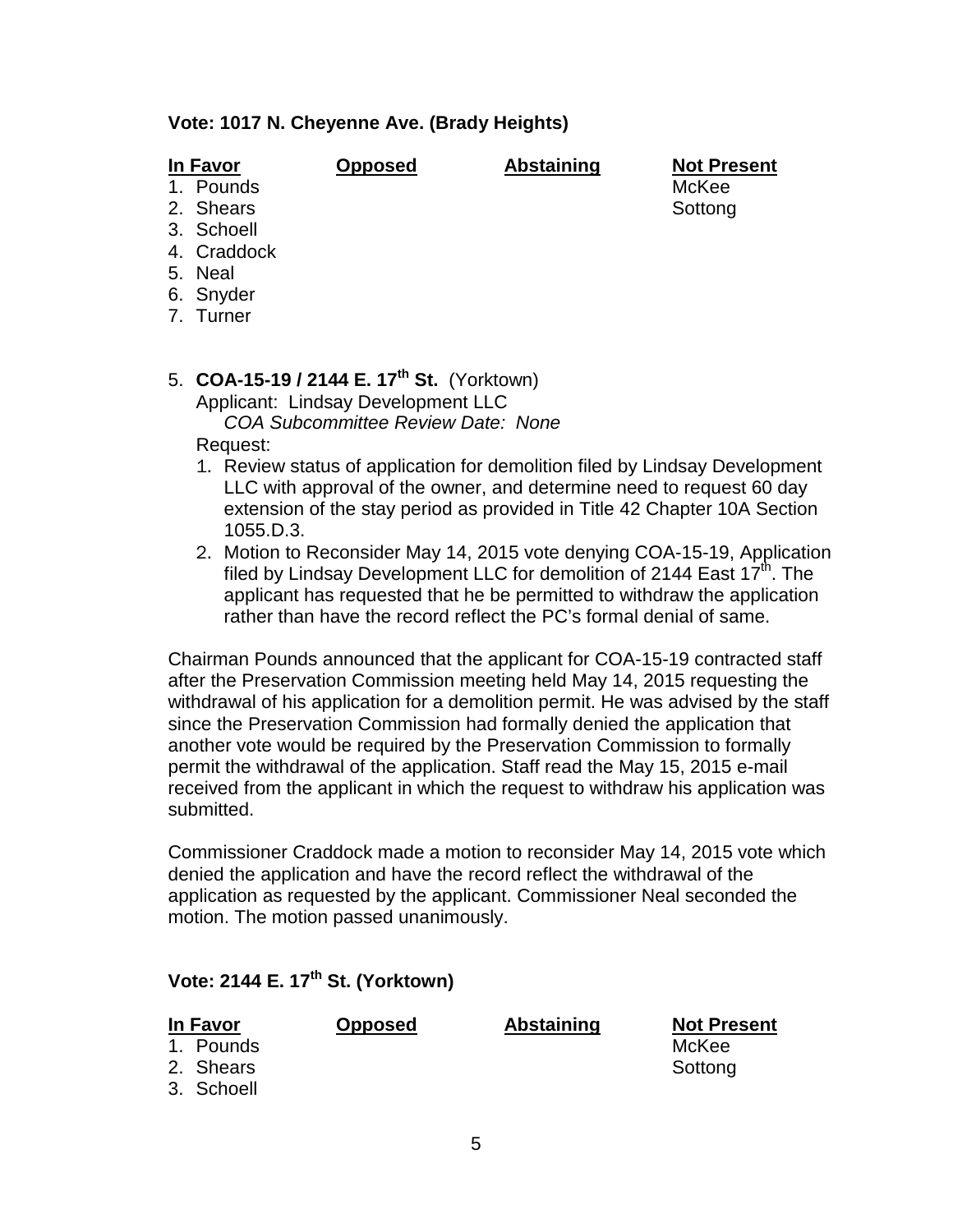**Vote: 1017 N. Cheyenne Ave. (Brady Heights)**

| In Favor | Opposed | Abstaining | Not Present |
| --- | --- | --- | --- |
| 1. Pounds | | | McKee |
| 2. Shears | | | Sottong |
| 3. Schoell | | | |
| 4. Craddock | | | |
| 5. Neal | | | |
| 6. Snyder | | | |
| 7. Turner | | | |

5. **COA-15-19 / 2144 E. 17th St.** (Yorktown)
   Applicant: Lindsay Development LLC
   *COA Subcommittee Review Date: None*
   Request:
   1. Review status of application for demolition filed by Lindsay Development LLC with approval of the owner, and determine need to request 60 day extension of the stay period as provided in Title 42 Chapter 10A Section 1055.D.3.
   2. Motion to Reconsider May 14, 2015 vote denying COA-15-19, Application filed by Lindsay Development LLC for demolition of 2144 East 17th. The applicant has requested that he be permitted to withdraw the application rather than have the record reflect the PC's formal denial of same.

Chairman Pounds announced that the applicant for COA-15-19 contracted staff after the Preservation Commission meeting held May 14, 2015 requesting the withdrawal of his application for a demolition permit. He was advised by the staff since the Preservation Commission had formally denied the application that another vote would be required by the Preservation Commission to formally permit the withdrawal of the application. Staff read the May 15, 2015 e-mail received from the applicant in which the request to withdraw his application was submitted.

Commissioner Craddock made a motion to reconsider May 14, 2015 vote which denied the application and have the record reflect the withdrawal of the application as requested by the applicant. Commissioner Neal seconded the motion. The motion passed unanimously.

**Vote: 2144 E. 17th St. (Yorktown)**

| In Favor | Opposed | Abstaining | Not Present |
| --- | --- | --- | --- |
| 1. Pounds | | | McKee |
| 2. Shears | | | Sottong |
| 3. Schoell | | | |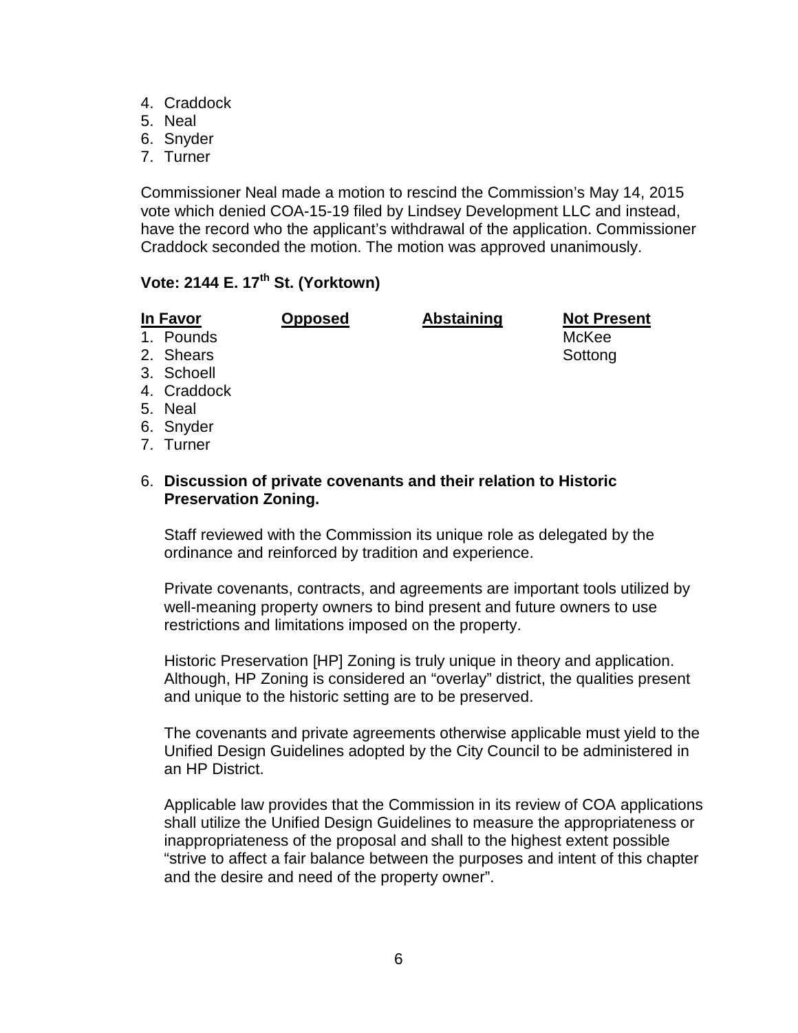4. Craddock
5. Neal
6. Snyder
7. Turner

Commissioner Neal made a motion to rescind the Commission's May 14, 2015 vote which denied COA-15-19 filed by Lindsey Development LLC and instead, have the record who the applicant's withdrawal of the application. Commissioner Craddock seconded the motion. The motion was approved unanimously.

**Vote: 2144 E. 17th St. (Yorktown)**

| In Favor | Opposed | Abstaining | Not Present |
|---|---|---|---|
| 1. Pounds | | | McKee |
| 2. Shears | | | Sottong |
| 3. Schoell | | | |
| 4. Craddock | | | |
| 5. Neal | | | |
| 6. Snyder | | | |
| 7. Turner | | | |

6. **Discussion of private covenants and their relation to Historic Preservation Zoning.**

   Staff reviewed with the Commission its unique role as delegated by the ordinance and reinforced by tradition and experience.

   Private covenants, contracts, and agreements are important tools utilized by well-meaning property owners to bind present and future owners to use restrictions and limitations imposed on the property.

   Historic Preservation [HP] Zoning is truly unique in theory and application. Although, HP Zoning is considered an "overlay" district, the qualities present and unique to the historic setting are to be preserved.

   The covenants and private agreements otherwise applicable must yield to the Unified Design Guidelines adopted by the City Council to be administered in an HP District.

   Applicable law provides that the Commission in its review of COA applications shall utilize the Unified Design Guidelines to measure the appropriateness or inappropriateness of the proposal and shall to the highest extent possible "strive to affect a fair balance between the purposes and intent of this chapter and the desire and need of the property owner".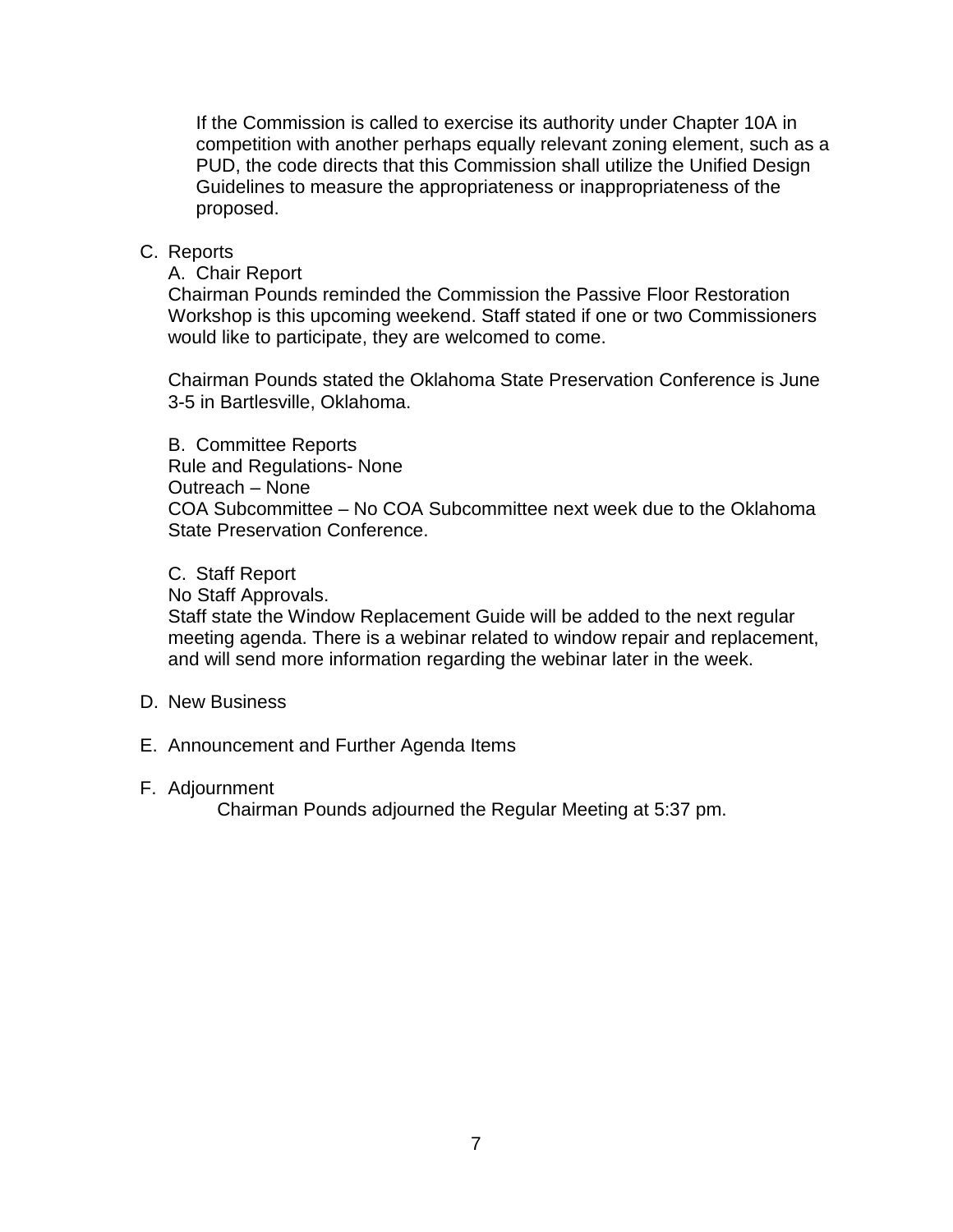If the Commission is called to exercise its authority under Chapter 10A in competition with another perhaps equally relevant zoning element, such as a PUD, the code directs that this Commission shall utilize the Unified Design Guidelines to measure the appropriateness or inappropriateness of the proposed.

C. Reports

A. Chair Report

Chairman Pounds reminded the Commission the Passive Floor Restoration Workshop is this upcoming weekend. Staff stated if one or two Commissioners would like to participate, they are welcomed to come.

Chairman Pounds stated the Oklahoma State Preservation Conference is June 3-5 in Bartlesville, Oklahoma.

B. Committee Reports

Rule and Regulations- None

Outreach – None

COA Subcommittee – No COA Subcommittee next week due to the Oklahoma State Preservation Conference.

C. Staff Report

No Staff Approvals.

Staff state the Window Replacement Guide will be added to the next regular meeting agenda. There is a webinar related to window repair and replacement, and will send more information regarding the webinar later in the week.

D. New Business

E. Announcement and Further Agenda Items

F. Adjournment

Chairman Pounds adjourned the Regular Meeting at 5:37 pm.